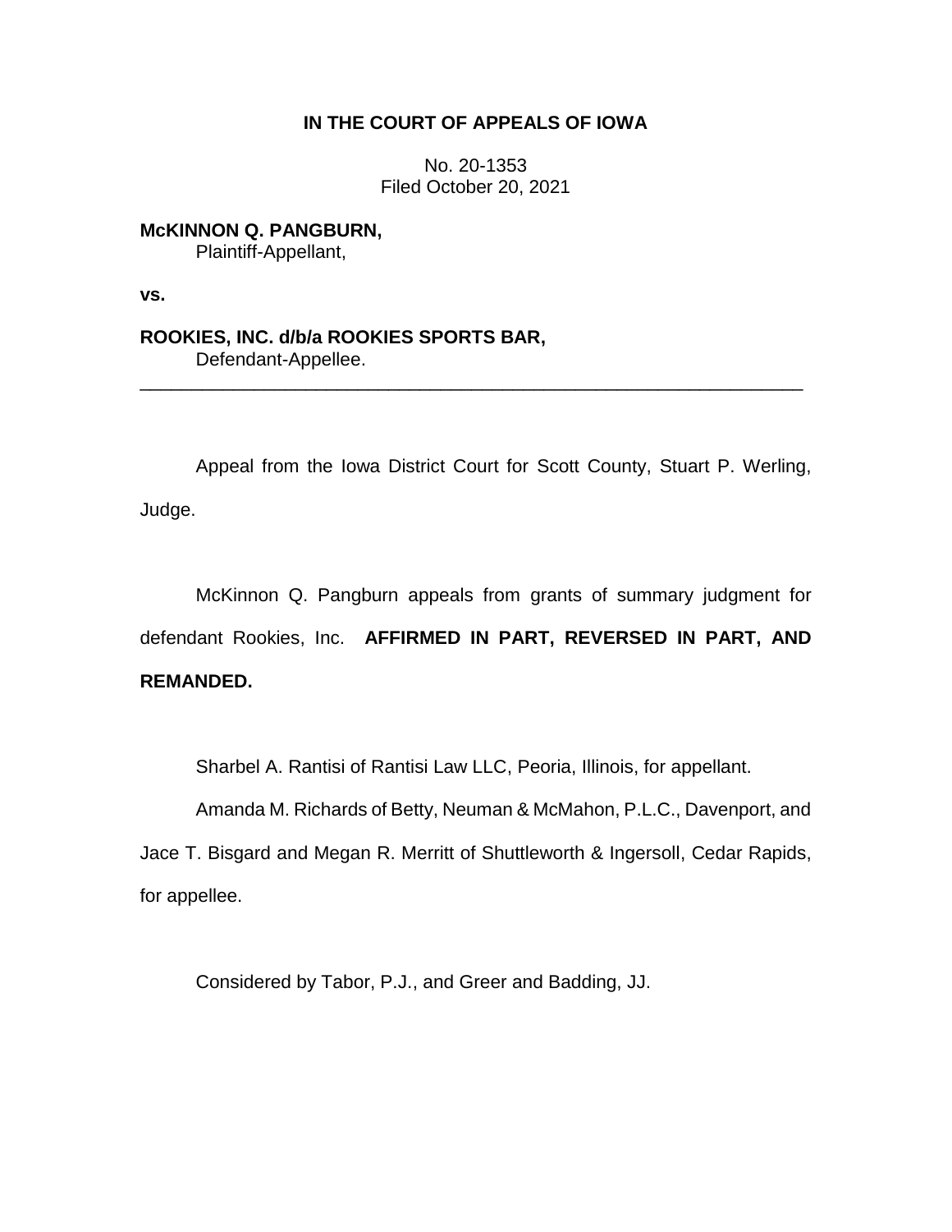**IN THE COURT OF APPEALS OF IOWA**

No. 20-1353
Filed October 20, 2021

**McKINNON Q. PANGBURN,**
Plaintiff-Appellant,

**vs.**

**ROOKIES, INC. d/b/a ROOKIES SPORTS BAR,**
Defendant-Appellee.

---

Appeal from the Iowa District Court for Scott County, Stuart P. Werling, Judge.

McKinnon Q. Pangburn appeals from grants of summary judgment for defendant Rookies, Inc. **AFFIRMED IN PART, REVERSED IN PART, AND REMANDED.**

Sharbel A. Rantisi of Rantisi Law LLC, Peoria, Illinois, for appellant.

Amanda M. Richards of Betty, Neuman & McMahon, P.L.C., Davenport, and Jace T. Bisgard and Megan R. Merritt of Shuttleworth & Ingersoll, Cedar Rapids, for appellee.

Considered by Tabor, P.J., and Greer and Badding, JJ.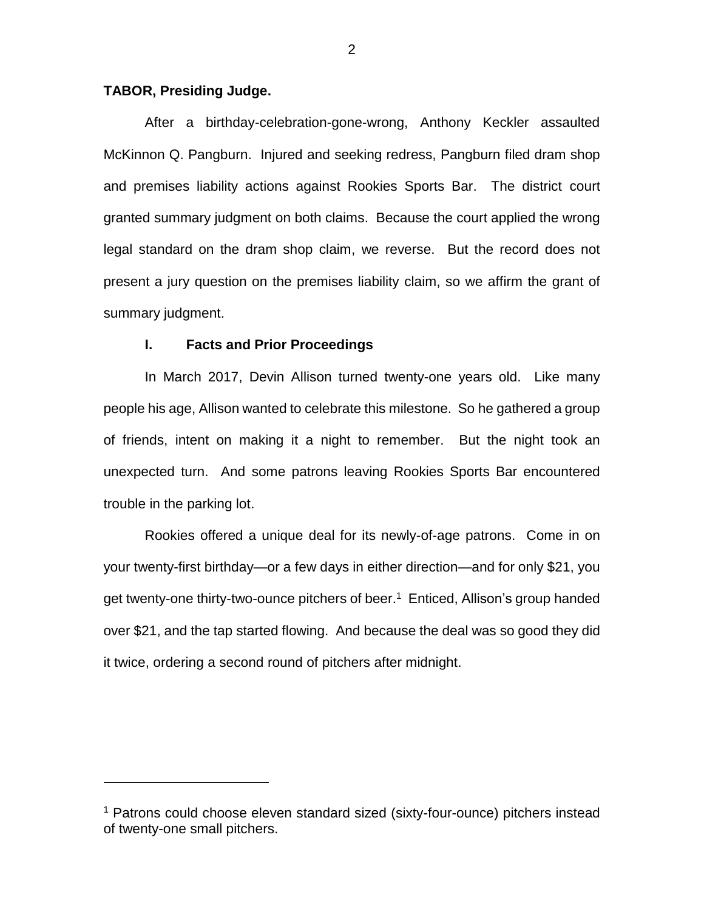**TABOR, Presiding Judge.**

After a birthday-celebration-gone-wrong, Anthony Keckler assaulted McKinnon Q. Pangburn. Injured and seeking redress, Pangburn filed dram shop and premises liability actions against Rookies Sports Bar. The district court granted summary judgment on both claims. Because the court applied the wrong legal standard on the dram shop claim, we reverse. But the record does not present a jury question on the premises liability claim, so we affirm the grant of summary judgment.

## I. Facts and Prior Proceedings

In March 2017, Devin Allison turned twenty-one years old. Like many people his age, Allison wanted to celebrate this milestone. So he gathered a group of friends, intent on making it a night to remember. But the night took an unexpected turn. And some patrons leaving Rookies Sports Bar encountered trouble in the parking lot.

Rookies offered a unique deal for its newly-of-age patrons. Come in on your twenty-first birthday—or a few days in either direction—and for only $21, you get twenty-one thirty-two-ounce pitchers of beer.[1] Enticed, Allison's group handed over $21, and the tap started flowing. And because the deal was so good they did it twice, ordering a second round of pitchers after midnight.

[1] Patrons could choose eleven standard sized (sixty-four-ounce) pitchers instead of twenty-one small pitchers.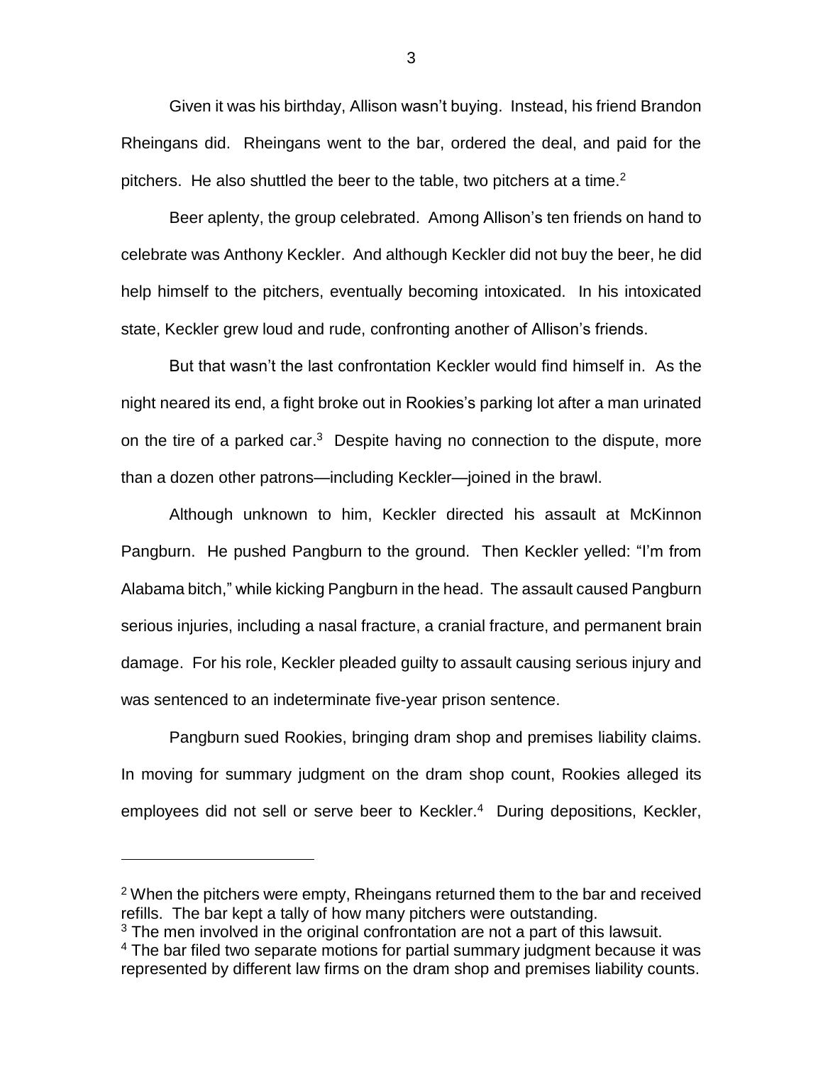Given it was his birthday, Allison wasn't buying. Instead, his friend Brandon Rheingans did. Rheingans went to the bar, ordered the deal, and paid for the pitchers. He also shuttled the beer to the table, two pitchers at a time.[2]

Beer aplenty, the group celebrated. Among Allison's ten friends on hand to celebrate was Anthony Keckler. And although Keckler did not buy the beer, he did help himself to the pitchers, eventually becoming intoxicated. In his intoxicated state, Keckler grew loud and rude, confronting another of Allison's friends.

But that wasn't the last confrontation Keckler would find himself in. As the night neared its end, a fight broke out in Rookies's parking lot after a man urinated on the tire of a parked car.[3] Despite having no connection to the dispute, more than a dozen other patrons—including Keckler—joined in the brawl.

Although unknown to him, Keckler directed his assault at McKinnon Pangburn. He pushed Pangburn to the ground. Then Keckler yelled: "I'm from Alabama bitch," while kicking Pangburn in the head. The assault caused Pangburn serious injuries, including a nasal fracture, a cranial fracture, and permanent brain damage. For his role, Keckler pleaded guilty to assault causing serious injury and was sentenced to an indeterminate five-year prison sentence.

Pangburn sued Rookies, bringing dram shop and premises liability claims. In moving for summary judgment on the dram shop count, Rookies alleged its employees did not sell or serve beer to Keckler.[4] During depositions, Keckler,

---

[2] When the pitchers were empty, Rheingans returned them to the bar and received refills. The bar kept a tally of how many pitchers were outstanding.

[3] The men involved in the original confrontation are not a part of this lawsuit.

[4] The bar filed two separate motions for partial summary judgment because it was represented by different law firms on the dram shop and premises liability counts.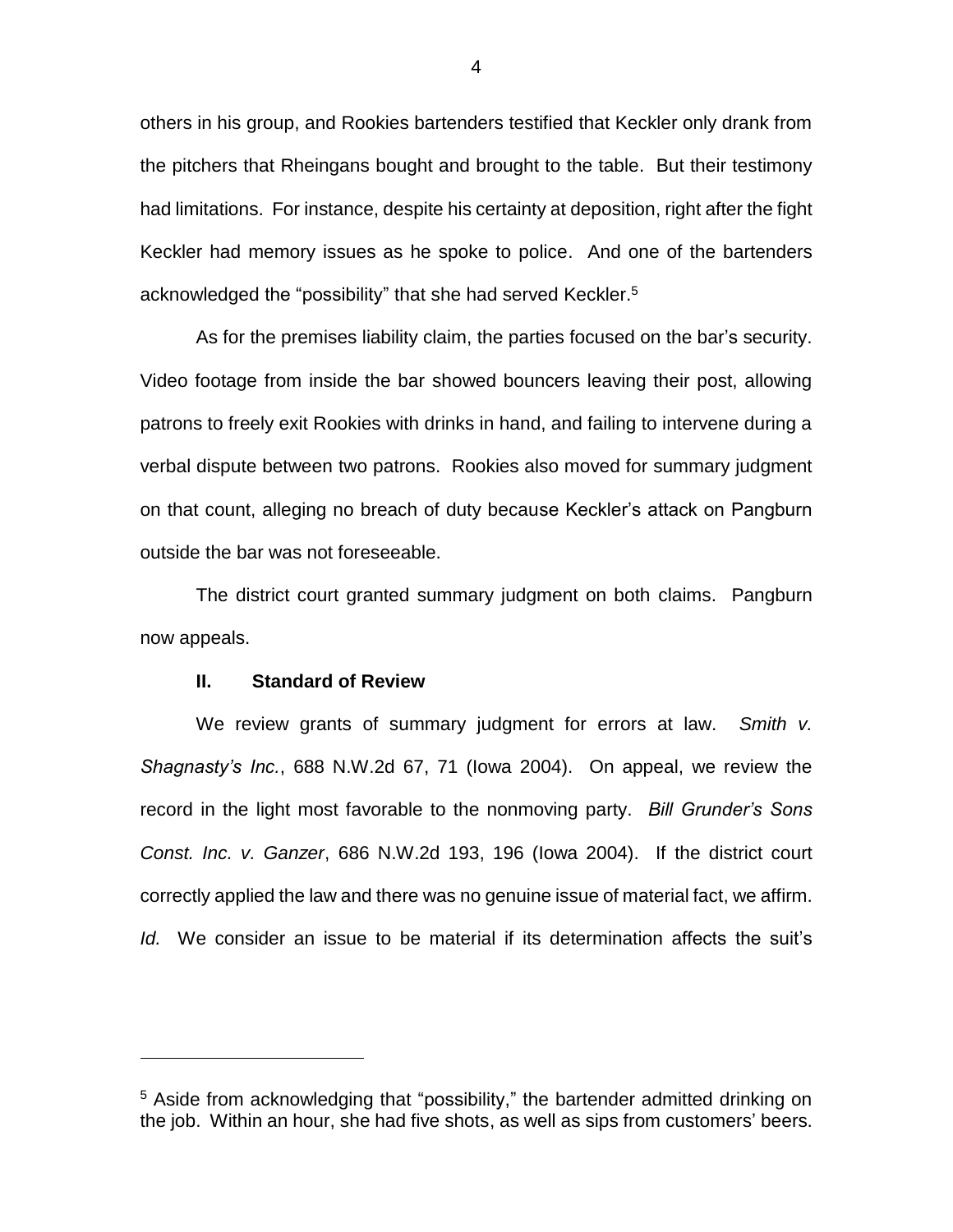others in his group, and Rookies bartenders testified that Keckler only drank from the pitchers that Rheingans bought and brought to the table. But their testimony had limitations. For instance, despite his certainty at deposition, right after the fight Keckler had memory issues as he spoke to police. And one of the bartenders acknowledged the "possibility" that she had served Keckler.[5]

As for the premises liability claim, the parties focused on the bar's security. Video footage from inside the bar showed bouncers leaving their post, allowing patrons to freely exit Rookies with drinks in hand, and failing to intervene during a verbal dispute between two patrons. Rookies also moved for summary judgment on that count, alleging no breach of duty because Keckler's attack on Pangburn outside the bar was not foreseeable.

The district court granted summary judgment on both claims. Pangburn now appeals.

## II. Standard of Review

We review grants of summary judgment for errors at law. *Smith v. Shagnasty's Inc.*, 688 N.W.2d 67, 71 (Iowa 2004). On appeal, we review the record in the light most favorable to the nonmoving party. *Bill Grunder's Sons Const. Inc. v. Ganzer*, 686 N.W.2d 193, 196 (Iowa 2004). If the district court correctly applied the law and there was no genuine issue of material fact, we affirm. *Id.* We consider an issue to be material if its determination affects the suit's

---

[5] Aside from acknowledging that "possibility," the bartender admitted drinking on the job. Within an hour, she had five shots, as well as sips from customers' beers.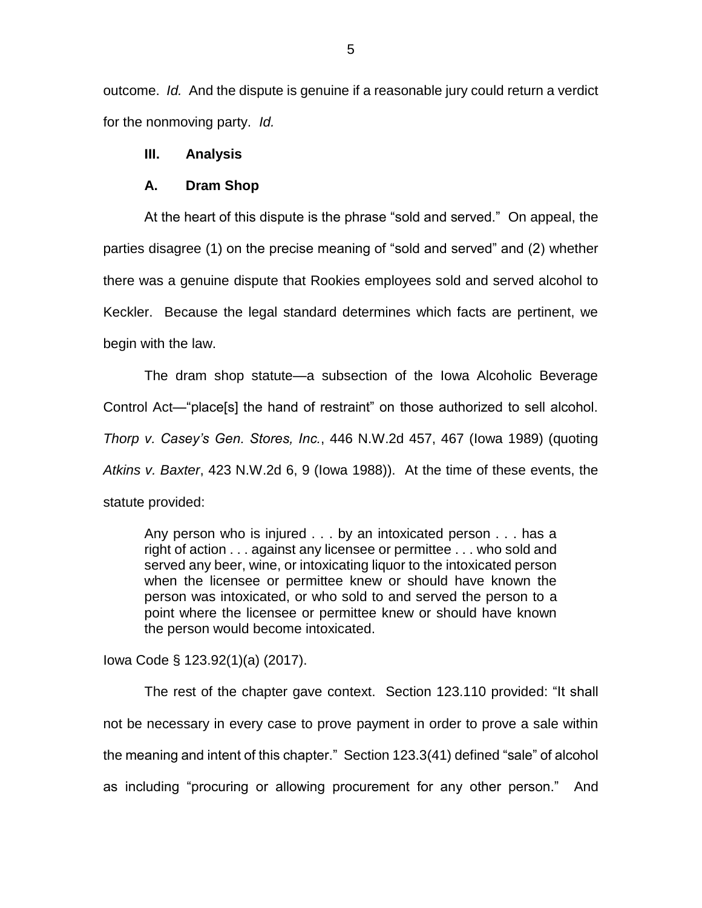outcome. *Id.* And the dispute is genuine if a reasonable jury could return a verdict for the nonmoving party. *Id.*

## III. Analysis

### A. Dram Shop

At the heart of this dispute is the phrase "sold and served." On appeal, the parties disagree (1) on the precise meaning of "sold and served" and (2) whether there was a genuine dispute that Rookies employees sold and served alcohol to Keckler. Because the legal standard determines which facts are pertinent, we begin with the law.

The dram shop statute—a subsection of the Iowa Alcoholic Beverage Control Act—"place[s] the hand of restraint" on those authorized to sell alcohol. *Thorp v. Casey's Gen. Stores, Inc.*, 446 N.W.2d 457, 467 (Iowa 1989) (quoting *Atkins v. Baxter*, 423 N.W.2d 6, 9 (Iowa 1988)). At the time of these events, the statute provided:

> Any person who is injured . . . by an intoxicated person . . . has a right of action . . . against any licensee or permittee . . . who sold and served any beer, wine, or intoxicating liquor to the intoxicated person when the licensee or permittee knew or should have known the person was intoxicated, or who sold to and served the person to a point where the licensee or permittee knew or should have known the person would become intoxicated.

Iowa Code § 123.92(1)(a) (2017).

The rest of the chapter gave context. Section 123.110 provided: "It shall not be necessary in every case to prove payment in order to prove a sale within the meaning and intent of this chapter." Section 123.3(41) defined "sale" of alcohol as including "procuring or allowing procurement for any other person." And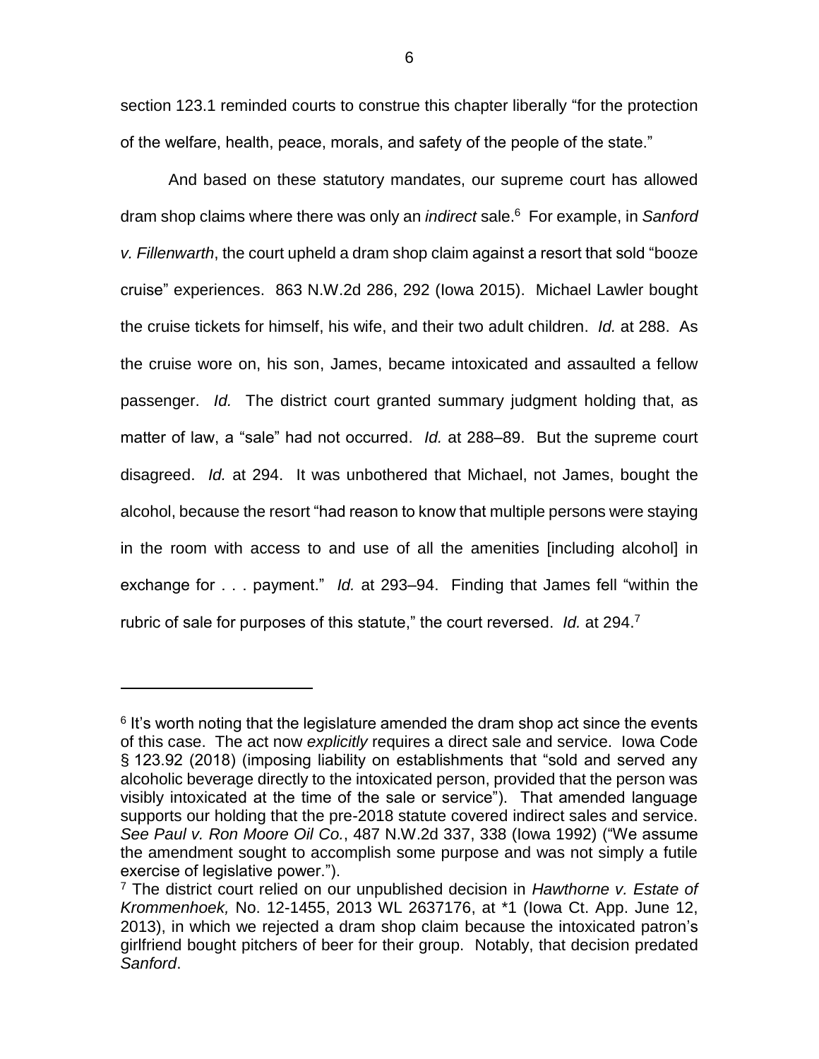section 123.1 reminded courts to construe this chapter liberally "for the protection of the welfare, health, peace, morals, and safety of the people of the state."

And based on these statutory mandates, our supreme court has allowed dram shop claims where there was only an *indirect* sale.[6] For example, in *Sanford v. Fillenwarth*, the court upheld a dram shop claim against a resort that sold "booze cruise" experiences. 863 N.W.2d 286, 292 (Iowa 2015). Michael Lawler bought the cruise tickets for himself, his wife, and their two adult children. *Id.* at 288. As the cruise wore on, his son, James, became intoxicated and assaulted a fellow passenger. *Id.* The district court granted summary judgment holding that, as matter of law, a "sale" had not occurred. *Id.* at 288–89. But the supreme court disagreed. *Id.* at 294. It was unbothered that Michael, not James, bought the alcohol, because the resort "had reason to know that multiple persons were staying in the room with access to and use of all the amenities [including alcohol] in exchange for . . . payment." *Id.* at 293–94. Finding that James fell "within the rubric of sale for purposes of this statute," the court reversed. *Id.* at 294.[7]

---

[6] It's worth noting that the legislature amended the dram shop act since the events of this case. The act now *explicitly* requires a direct sale and service. Iowa Code § 123.92 (2018) (imposing liability on establishments that "sold and served any alcoholic beverage directly to the intoxicated person, provided that the person was visibly intoxicated at the time of the sale or service"). That amended language supports our holding that the pre-2018 statute covered indirect sales and service. *See Paul v. Ron Moore Oil Co.*, 487 N.W.2d 337, 338 (Iowa 1992) ("We assume the amendment sought to accomplish some purpose and was not simply a futile exercise of legislative power.").

[7] The district court relied on our unpublished decision in *Hawthorne v. Estate of Krommenhoek,* No. 12-1455, 2013 WL 2637176, at *1 (Iowa Ct. App. June 12, 2013), in which we rejected a dram shop claim because the intoxicated patron's girlfriend bought pitchers of beer for their group. Notably, that decision predated *Sanford*.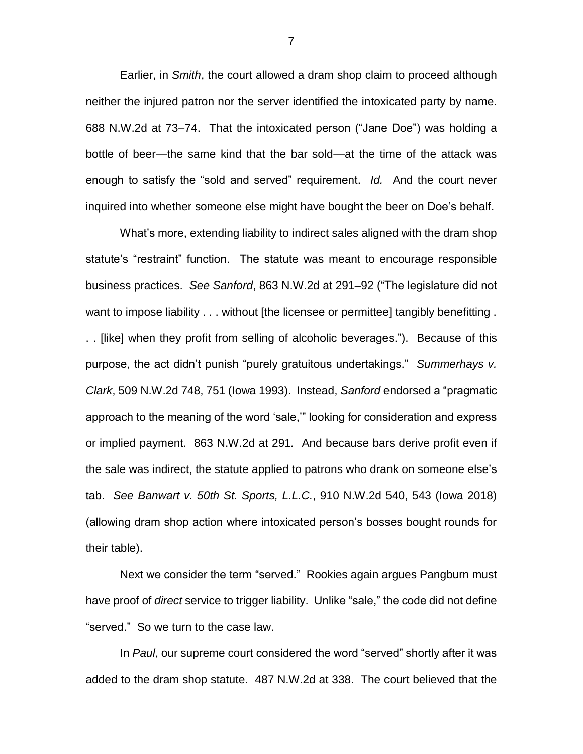Earlier, in *Smith*, the court allowed a dram shop claim to proceed although neither the injured patron nor the server identified the intoxicated party by name. 688 N.W.2d at 73–74. That the intoxicated person ("Jane Doe") was holding a bottle of beer—the same kind that the bar sold—at the time of the attack was enough to satisfy the "sold and served" requirement. *Id.* And the court never inquired into whether someone else might have bought the beer on Doe's behalf.

What's more, extending liability to indirect sales aligned with the dram shop statute's "restraint" function. The statute was meant to encourage responsible business practices. *See Sanford*, 863 N.W.2d at 291–92 ("The legislature did not want to impose liability . . . without [the licensee or permittee] tangibly benefitting . . . [like] when they profit from selling of alcoholic beverages."). Because of this purpose, the act didn't punish "purely gratuitous undertakings." *Summerhays v. Clark*, 509 N.W.2d 748, 751 (Iowa 1993). Instead, *Sanford* endorsed a "pragmatic approach to the meaning of the word 'sale,'" looking for consideration and express or implied payment. 863 N.W.2d at 291. And because bars derive profit even if the sale was indirect, the statute applied to patrons who drank on someone else's tab. *See Banwart v. 50th St. Sports, L.L.C.*, 910 N.W.2d 540, 543 (Iowa 2018) (allowing dram shop action where intoxicated person's bosses bought rounds for their table).

Next we consider the term "served." Rookies again argues Pangburn must have proof of *direct* service to trigger liability. Unlike "sale," the code did not define "served." So we turn to the case law.

In *Paul*, our supreme court considered the word "served" shortly after it was added to the dram shop statute. 487 N.W.2d at 338. The court believed that the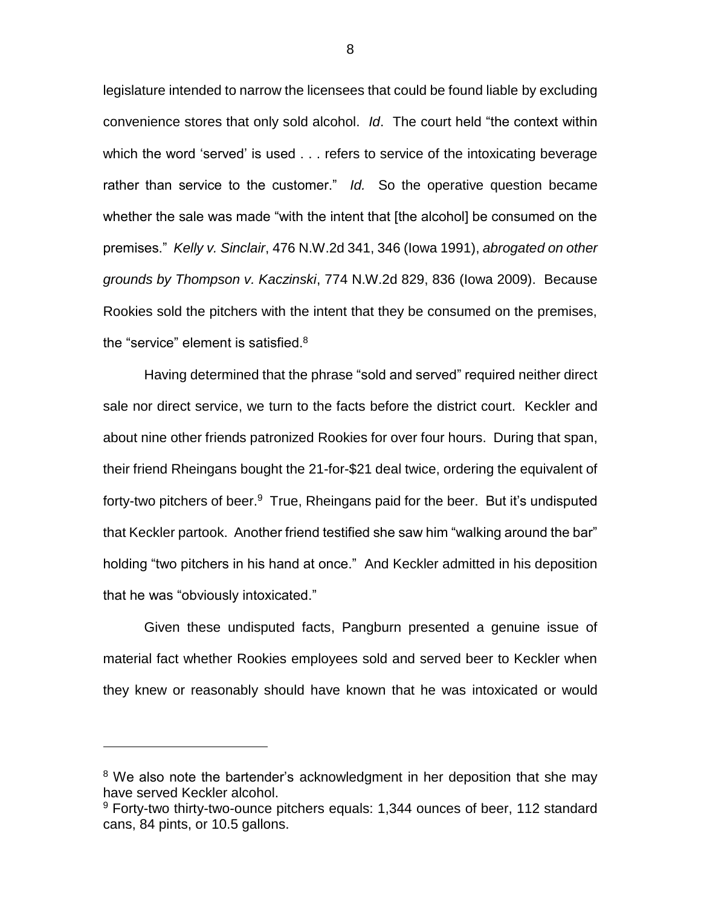legislature intended to narrow the licensees that could be found liable by excluding convenience stores that only sold alcohol. *Id*. The court held "the context within which the word 'served' is used . . . refers to service of the intoxicating beverage rather than service to the customer." *Id.* So the operative question became whether the sale was made "with the intent that [the alcohol] be consumed on the premises." *Kelly v. Sinclair*, 476 N.W.2d 341, 346 (Iowa 1991), *abrogated on other grounds by Thompson v. Kaczinski*, 774 N.W.2d 829, 836 (Iowa 2009). Because Rookies sold the pitchers with the intent that they be consumed on the premises, the "service" element is satisfied.[8]

Having determined that the phrase "sold and served" required neither direct sale nor direct service, we turn to the facts before the district court. Keckler and about nine other friends patronized Rookies for over four hours. During that span, their friend Rheingans bought the 21-for-$21 deal twice, ordering the equivalent of forty-two pitchers of beer.[9] True, Rheingans paid for the beer. But it's undisputed that Keckler partook. Another friend testified she saw him "walking around the bar" holding "two pitchers in his hand at once." And Keckler admitted in his deposition that he was "obviously intoxicated."

Given these undisputed facts, Pangburn presented a genuine issue of material fact whether Rookies employees sold and served beer to Keckler when they knew or reasonably should have known that he was intoxicated or would

---

[8] We also note the bartender's acknowledgment in her deposition that she may have served Keckler alcohol.

[9] Forty-two thirty-two-ounce pitchers equals: 1,344 ounces of beer, 112 standard cans, 84 pints, or 10.5 gallons.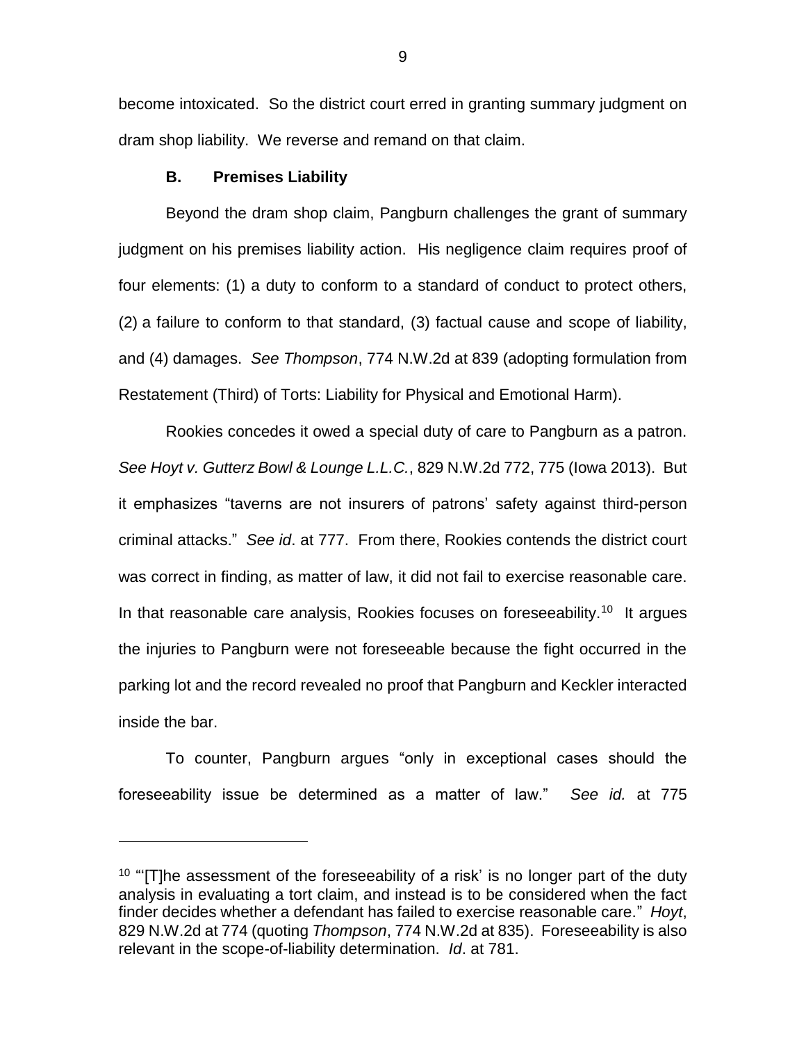become intoxicated. So the district court erred in granting summary judgment on dram shop liability. We reverse and remand on that claim.

### B. Premises Liability

Beyond the dram shop claim, Pangburn challenges the grant of summary judgment on his premises liability action. His negligence claim requires proof of four elements: (1) a duty to conform to a standard of conduct to protect others, (2) a failure to conform to that standard, (3) factual cause and scope of liability, and (4) damages. *See Thompson*, 774 N.W.2d at 839 (adopting formulation from Restatement (Third) of Torts: Liability for Physical and Emotional Harm).

Rookies concedes it owed a special duty of care to Pangburn as a patron. *See Hoyt v. Gutterz Bowl & Lounge L.L.C.*, 829 N.W.2d 772, 775 (Iowa 2013). But it emphasizes "taverns are not insurers of patrons' safety against third-person criminal attacks." *See id*. at 777. From there, Rookies contends the district court was correct in finding, as matter of law, it did not fail to exercise reasonable care. In that reasonable care analysis, Rookies focuses on foreseeability.[10] It argues the injuries to Pangburn were not foreseeable because the fight occurred in the parking lot and the record revealed no proof that Pangburn and Keckler interacted inside the bar.

To counter, Pangburn argues "only in exceptional cases should the foreseeability issue be determined as a matter of law." *See id.* at 775

---

[10] "'[T]he assessment of the foreseeability of a risk' is no longer part of the duty analysis in evaluating a tort claim, and instead is to be considered when the fact finder decides whether a defendant has failed to exercise reasonable care." *Hoyt*, 829 N.W.2d at 774 (quoting *Thompson*, 774 N.W.2d at 835). Foreseeability is also relevant in the scope-of-liability determination. *Id*. at 781.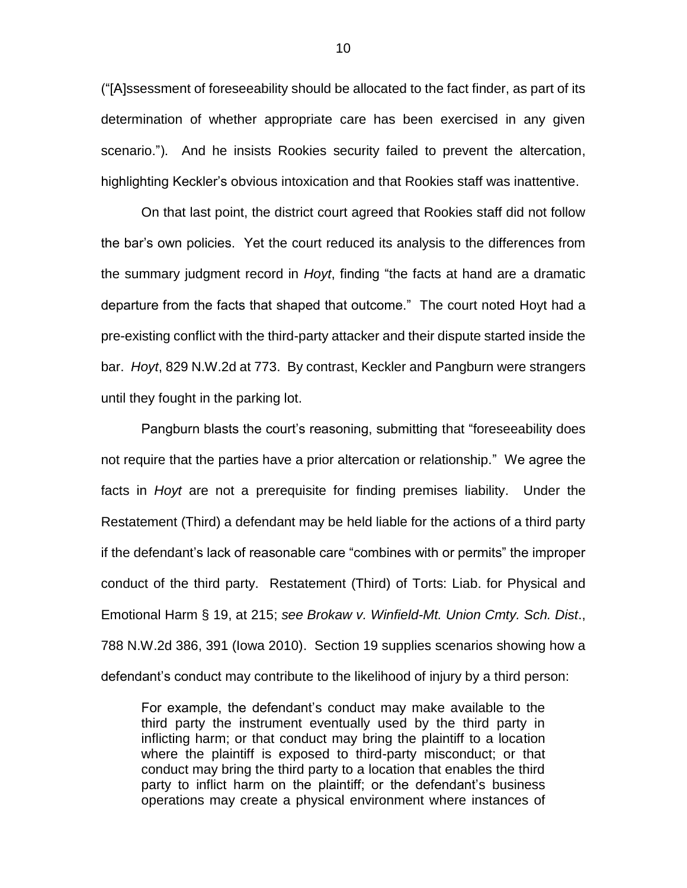("[A]ssessment of foreseeability should be allocated to the fact finder, as part of its determination of whether appropriate care has been exercised in any given scenario."). And he insists Rookies security failed to prevent the altercation, highlighting Keckler's obvious intoxication and that Rookies staff was inattentive.

On that last point, the district court agreed that Rookies staff did not follow the bar's own policies. Yet the court reduced its analysis to the differences from the summary judgment record in *Hoyt*, finding "the facts at hand are a dramatic departure from the facts that shaped that outcome." The court noted Hoyt had a pre-existing conflict with the third-party attacker and their dispute started inside the bar. *Hoyt*, 829 N.W.2d at 773. By contrast, Keckler and Pangburn were strangers until they fought in the parking lot.

Pangburn blasts the court's reasoning, submitting that "foreseeability does not require that the parties have a prior altercation or relationship." We agree the facts in *Hoyt* are not a prerequisite for finding premises liability. Under the Restatement (Third) a defendant may be held liable for the actions of a third party if the defendant's lack of reasonable care "combines with or permits" the improper conduct of the third party. Restatement (Third) of Torts: Liab. for Physical and Emotional Harm § 19, at 215; *see Brokaw v. Winfield-Mt. Union Cmty. Sch. Dist*., 788 N.W.2d 386, 391 (Iowa 2010). Section 19 supplies scenarios showing how a defendant's conduct may contribute to the likelihood of injury by a third person:

> For example, the defendant's conduct may make available to the third party the instrument eventually used by the third party in inflicting harm; or that conduct may bring the plaintiff to a location where the plaintiff is exposed to third-party misconduct; or that conduct may bring the third party to a location that enables the third party to inflict harm on the plaintiff; or the defendant's business operations may create a physical environment where instances of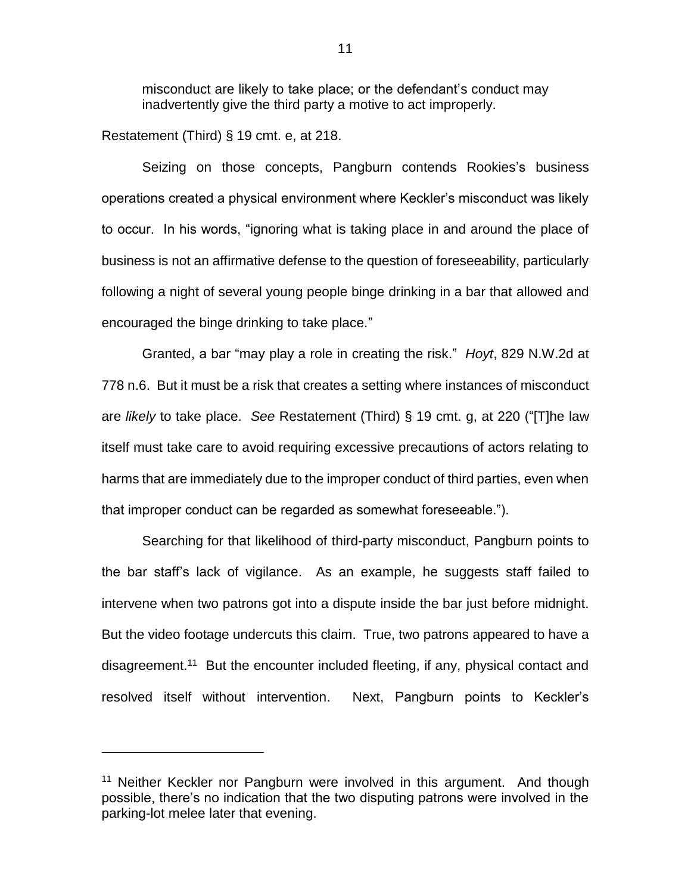misconduct are likely to take place; or the defendant's conduct may inadvertently give the third party a motive to act improperly.

Restatement (Third) § 19 cmt. e, at 218.

Seizing on those concepts, Pangburn contends Rookies's business operations created a physical environment where Keckler's misconduct was likely to occur. In his words, "ignoring what is taking place in and around the place of business is not an affirmative defense to the question of foreseeability, particularly following a night of several young people binge drinking in a bar that allowed and encouraged the binge drinking to take place."

Granted, a bar "may play a role in creating the risk." *Hoyt*, 829 N.W.2d at 778 n.6. But it must be a risk that creates a setting where instances of misconduct are *likely* to take place. *See* Restatement (Third) § 19 cmt. g, at 220 ("[T]he law itself must take care to avoid requiring excessive precautions of actors relating to harms that are immediately due to the improper conduct of third parties, even when that improper conduct can be regarded as somewhat foreseeable.").

Searching for that likelihood of third-party misconduct, Pangburn points to the bar staff's lack of vigilance. As an example, he suggests staff failed to intervene when two patrons got into a dispute inside the bar just before midnight. But the video footage undercuts this claim. True, two patrons appeared to have a disagreement.[11] But the encounter included fleeting, if any, physical contact and resolved itself without intervention. Next, Pangburn points to Keckler's

---

[11] Neither Keckler nor Pangburn were involved in this argument. And though possible, there's no indication that the two disputing patrons were involved in the parking-lot melee later that evening.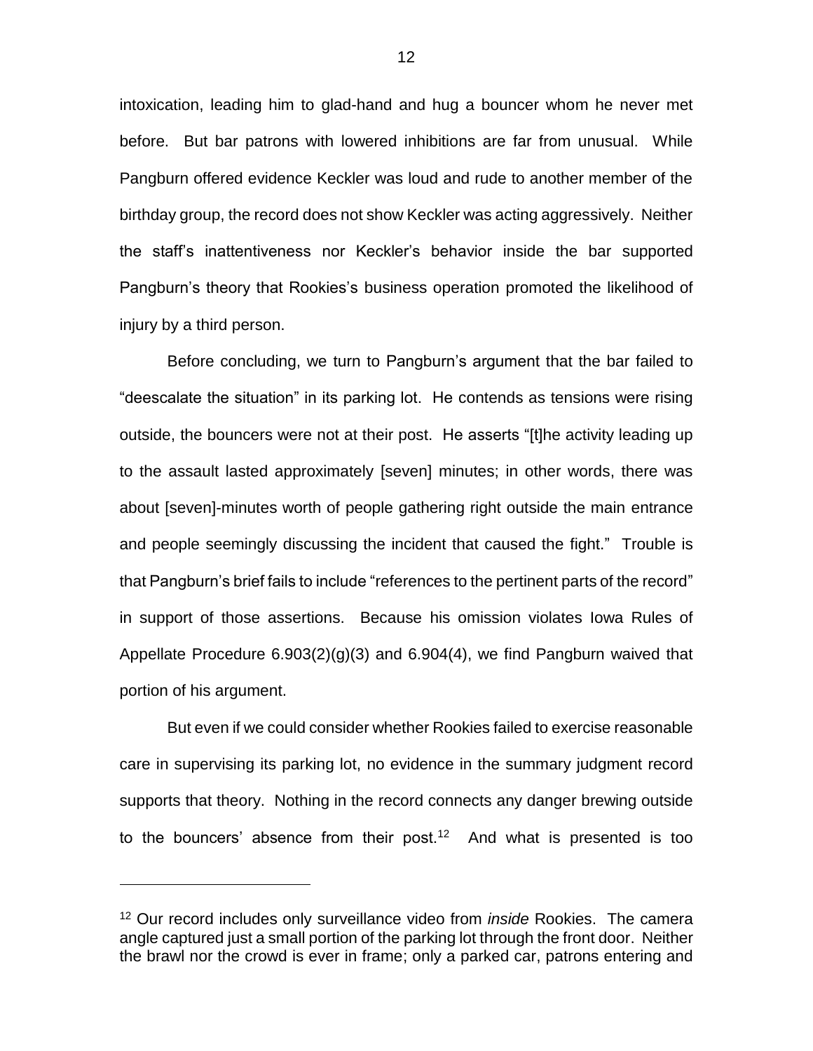intoxication, leading him to glad-hand and hug a bouncer whom he never met before. But bar patrons with lowered inhibitions are far from unusual. While Pangburn offered evidence Keckler was loud and rude to another member of the birthday group, the record does not show Keckler was acting aggressively. Neither the staff's inattentiveness nor Keckler's behavior inside the bar supported Pangburn's theory that Rookies's business operation promoted the likelihood of injury by a third person.

Before concluding, we turn to Pangburn's argument that the bar failed to "deescalate the situation" in its parking lot. He contends as tensions were rising outside, the bouncers were not at their post. He asserts "[t]he activity leading up to the assault lasted approximately [seven] minutes; in other words, there was about [seven]-minutes worth of people gathering right outside the main entrance and people seemingly discussing the incident that caused the fight." Trouble is that Pangburn's brief fails to include "references to the pertinent parts of the record" in support of those assertions. Because his omission violates Iowa Rules of Appellate Procedure 6.903(2)(g)(3) and 6.904(4), we find Pangburn waived that portion of his argument.

But even if we could consider whether Rookies failed to exercise reasonable care in supervising its parking lot, no evidence in the summary judgment record supports that theory. Nothing in the record connects any danger brewing outside to the bouncers' absence from their post.[12] And what is presented is too

[12] Our record includes only surveillance video from *inside* Rookies. The camera angle captured just a small portion of the parking lot through the front door. Neither the brawl nor the crowd is ever in frame; only a parked car, patrons entering and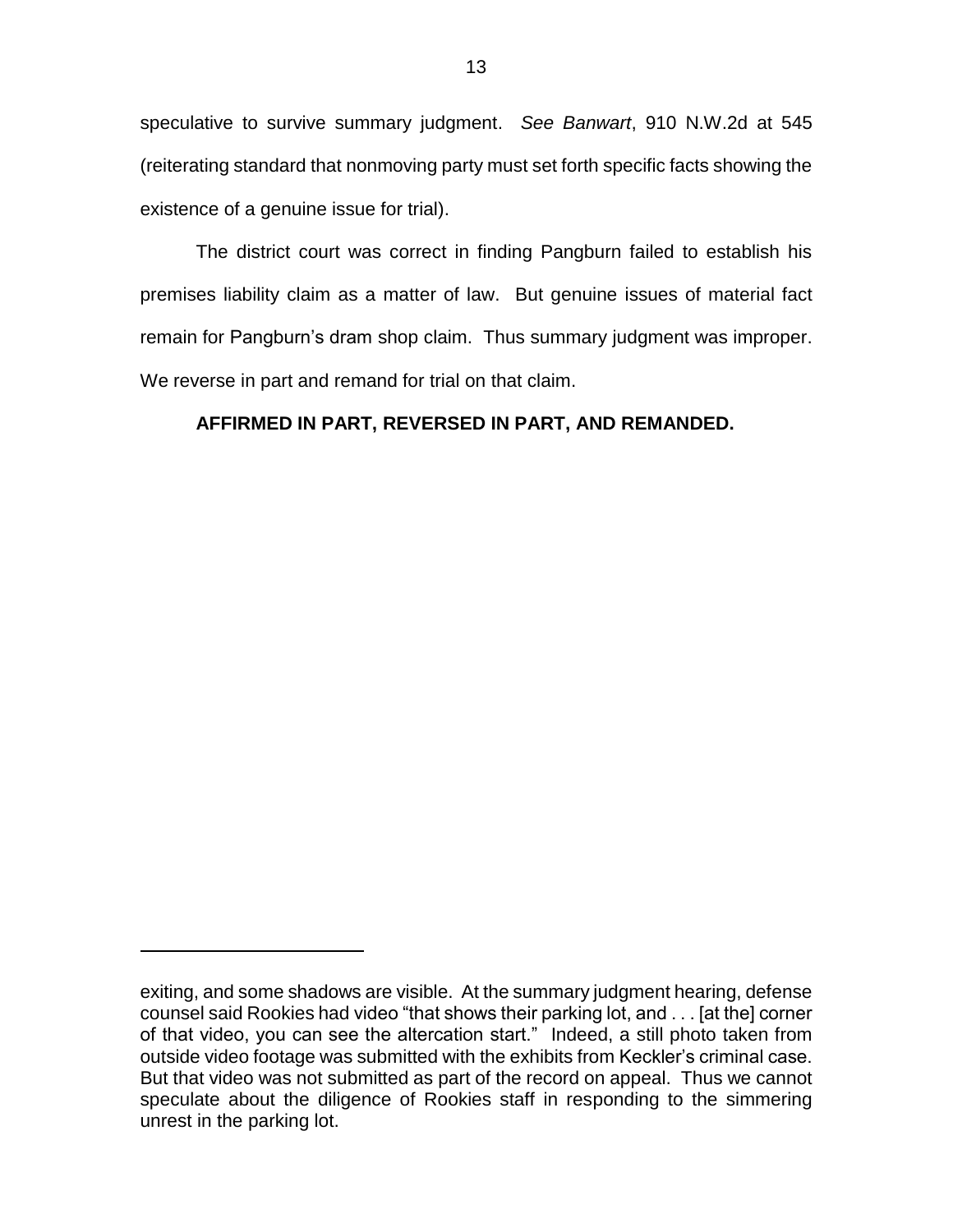speculative to survive summary judgment. *See Banwart*, 910 N.W.2d at 545 (reiterating standard that nonmoving party must set forth specific facts showing the existence of a genuine issue for trial).

The district court was correct in finding Pangburn failed to establish his premises liability claim as a matter of law. But genuine issues of material fact remain for Pangburn's dram shop claim. Thus summary judgment was improper. We reverse in part and remand for trial on that claim.

**AFFIRMED IN PART, REVERSED IN PART, AND REMANDED.**

---

exiting, and some shadows are visible. At the summary judgment hearing, defense counsel said Rookies had video "that shows their parking lot, and . . . [at the] corner of that video, you can see the altercation start." Indeed, a still photo taken from outside video footage was submitted with the exhibits from Keckler's criminal case. But that video was not submitted as part of the record on appeal. Thus we cannot speculate about the diligence of Rookies staff in responding to the simmering unrest in the parking lot.